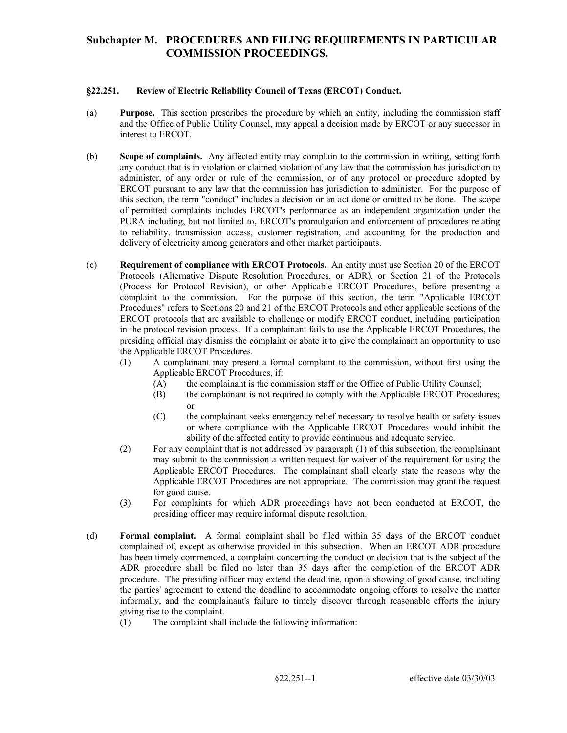# Subchapter M. PROCEDURES AND FILING REQUIREMENTS IN PARTICULAR COMMISSION PROCEEDINGS.

## §22.251. Review of Electric Reliability Council of Texas (ERCOT) Conduct.

(a) **Purpose.** This section prescribes the procedure by which an entity, including the commission staff and the Office of Public Utility Counsel, may appeal a decision made by ERCOT or any successor in interest to ERCOT.

(b) **Scope of complaints.** Any affected entity may complain to the commission in writing, setting forth any conduct that is in violation or claimed violation of any law that the commission has jurisdiction to administer, of any order or rule of the commission, or of any protocol or procedure adopted by ERCOT pursuant to any law that the commission has jurisdiction to administer. For the purpose of this section, the term "conduct" includes a decision or an act done or omitted to be done. The scope of permitted complaints includes ERCOT's performance as an independent organization under the PURA including, but not limited to, ERCOT's promulgation and enforcement of procedures relating to reliability, transmission access, customer registration, and accounting for the production and delivery of electricity among generators and other market participants.

(c) **Requirement of compliance with ERCOT Protocols.** An entity must use Section 20 of the ERCOT Protocols (Alternative Dispute Resolution Procedures, or ADR), or Section 21 of the Protocols (Process for Protocol Revision), or other Applicable ERCOT Procedures, before presenting a complaint to the commission. For the purpose of this section, the term "Applicable ERCOT Procedures" refers to Sections 20 and 21 of the ERCOT Protocols and other applicable sections of the ERCOT protocols that are available to challenge or modify ERCOT conduct, including participation in the protocol revision process. If a complainant fails to use the Applicable ERCOT Procedures, the presiding official may dismiss the complaint or abate it to give the complainant an opportunity to use the Applicable ERCOT Procedures.

(1) A complainant may present a formal complaint to the commission, without first using the Applicable ERCOT Procedures, if:

(A) the complainant is the commission staff or the Office of Public Utility Counsel;

(B) the complainant is not required to comply with the Applicable ERCOT Procedures; or

(C) the complainant seeks emergency relief necessary to resolve health or safety issues or where compliance with the Applicable ERCOT Procedures would inhibit the ability of the affected entity to provide continuous and adequate service.

(2) For any complaint that is not addressed by paragraph (1) of this subsection, the complainant may submit to the commission a written request for waiver of the requirement for using the Applicable ERCOT Procedures. The complainant shall clearly state the reasons why the Applicable ERCOT Procedures are not appropriate. The commission may grant the request for good cause.

(3) For complaints for which ADR proceedings have not been conducted at ERCOT, the presiding officer may require informal dispute resolution.

(d) **Formal complaint.** A formal complaint shall be filed within 35 days of the ERCOT conduct complained of, except as otherwise provided in this subsection. When an ERCOT ADR procedure has been timely commenced, a complaint concerning the conduct or decision that is the subject of the ADR procedure shall be filed no later than 35 days after the completion of the ERCOT ADR procedure. The presiding officer may extend the deadline, upon a showing of good cause, including the parties' agreement to extend the deadline to accommodate ongoing efforts to resolve the matter informally, and the complainant's failure to timely discover through reasonable efforts the injury giving rise to the complaint.

(1) The complaint shall include the following information: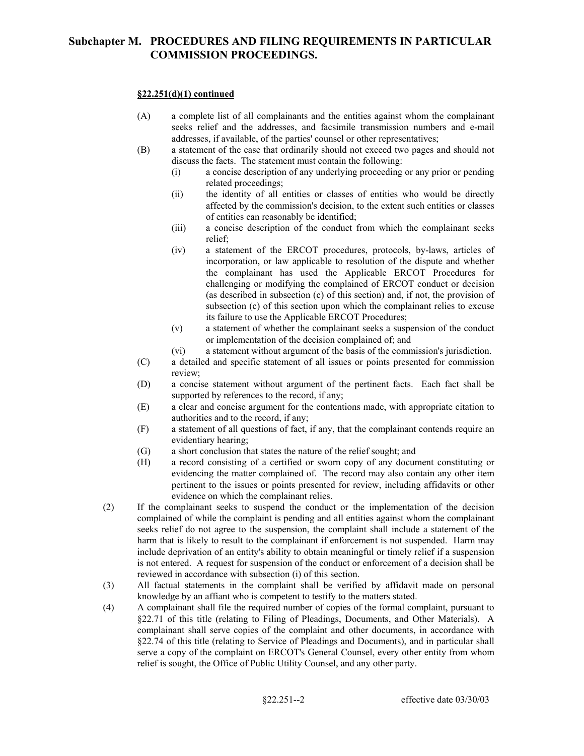## Subchapter M. PROCEDURES AND FILING REQUIREMENTS IN PARTICULAR COMMISSION PROCEEDINGS.

**§22.251(d)(1) continued**

(A) a complete list of all complainants and the entities against whom the complainant seeks relief and the addresses, and facsimile transmission numbers and e-mail addresses, if available, of the parties' counsel or other representatives;

(B) a statement of the case that ordinarily should not exceed two pages and should not discuss the facts. The statement must contain the following:

(i) a concise description of any underlying proceeding or any prior or pending related proceedings;

(ii) the identity of all entities or classes of entities who would be directly affected by the commission's decision, to the extent such entities or classes of entities can reasonably be identified;

(iii) a concise description of the conduct from which the complainant seeks relief;

(iv) a statement of the ERCOT procedures, protocols, by-laws, articles of incorporation, or law applicable to resolution of the dispute and whether the complainant has used the Applicable ERCOT Procedures for challenging or modifying the complained of ERCOT conduct or decision (as described in subsection (c) of this section) and, if not, the provision of subsection (c) of this section upon which the complainant relies to excuse its failure to use the Applicable ERCOT Procedures;

(v) a statement of whether the complainant seeks a suspension of the conduct or implementation of the decision complained of; and

(vi) a statement without argument of the basis of the commission's jurisdiction.

(C) a detailed and specific statement of all issues or points presented for commission review;

(D) a concise statement without argument of the pertinent facts. Each fact shall be supported by references to the record, if any;

(E) a clear and concise argument for the contentions made, with appropriate citation to authorities and to the record, if any;

(F) a statement of all questions of fact, if any, that the complainant contends require an evidentiary hearing;

(G) a short conclusion that states the nature of the relief sought; and

(H) a record consisting of a certified or sworn copy of any document constituting or evidencing the matter complained of. The record may also contain any other item pertinent to the issues or points presented for review, including affidavits or other evidence on which the complainant relies.

(2) If the complainant seeks to suspend the conduct or the implementation of the decision complained of while the complaint is pending and all entities against whom the complainant seeks relief do not agree to the suspension, the complaint shall include a statement of the harm that is likely to result to the complainant if enforcement is not suspended. Harm may include deprivation of an entity's ability to obtain meaningful or timely relief if a suspension is not entered. A request for suspension of the conduct or enforcement of a decision shall be reviewed in accordance with subsection (i) of this section.

(3) All factual statements in the complaint shall be verified by affidavit made on personal knowledge by an affiant who is competent to testify to the matters stated.

(4) A complainant shall file the required number of copies of the formal complaint, pursuant to §22.71 of this title (relating to Filing of Pleadings, Documents, and Other Materials). A complainant shall serve copies of the complaint and other documents, in accordance with §22.74 of this title (relating to Service of Pleadings and Documents), and in particular shall serve a copy of the complaint on ERCOT's General Counsel, every other entity from whom relief is sought, the Office of Public Utility Counsel, and any other party.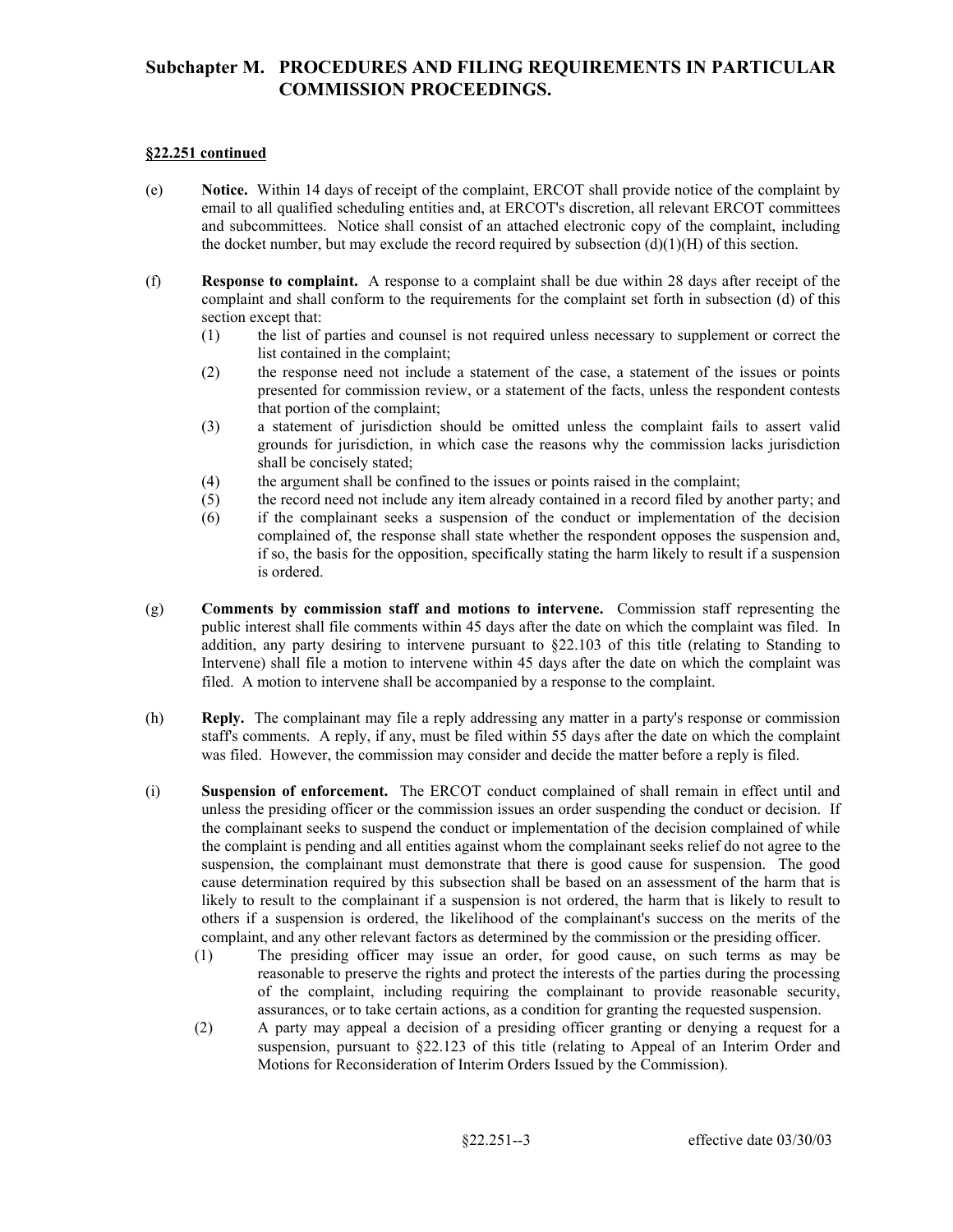## Subchapter M. PROCEDURES AND FILING REQUIREMENTS IN PARTICULAR COMMISSION PROCEEDINGS.

**§22.251 continued**

(e) **Notice.** Within 14 days of receipt of the complaint, ERCOT shall provide notice of the complaint by email to all qualified scheduling entities and, at ERCOT's discretion, all relevant ERCOT committees and subcommittees. Notice shall consist of an attached electronic copy of the complaint, including the docket number, but may exclude the record required by subsection (d)(1)(H) of this section.

(f) **Response to complaint.** A response to a complaint shall be due within 28 days after receipt of the complaint and shall conform to the requirements for the complaint set forth in subsection (d) of this section except that:

(1) the list of parties and counsel is not required unless necessary to supplement or correct the list contained in the complaint;

(2) the response need not include a statement of the case, a statement of the issues or points presented for commission review, or a statement of the facts, unless the respondent contests that portion of the complaint;

(3) a statement of jurisdiction should be omitted unless the complaint fails to assert valid grounds for jurisdiction, in which case the reasons why the commission lacks jurisdiction shall be concisely stated;

(4) the argument shall be confined to the issues or points raised in the complaint;

(5) the record need not include any item already contained in a record filed by another party; and

(6) if the complainant seeks a suspension of the conduct or implementation of the decision complained of, the response shall state whether the respondent opposes the suspension and, if so, the basis for the opposition, specifically stating the harm likely to result if a suspension is ordered.

(g) **Comments by commission staff and motions to intervene.** Commission staff representing the public interest shall file comments within 45 days after the date on which the complaint was filed. In addition, any party desiring to intervene pursuant to §22.103 of this title (relating to Standing to Intervene) shall file a motion to intervene within 45 days after the date on which the complaint was filed. A motion to intervene shall be accompanied by a response to the complaint.

(h) **Reply.** The complainant may file a reply addressing any matter in a party's response or commission staff's comments. A reply, if any, must be filed within 55 days after the date on which the complaint was filed. However, the commission may consider and decide the matter before a reply is filed.

(i) **Suspension of enforcement.** The ERCOT conduct complained of shall remain in effect until and unless the presiding officer or the commission issues an order suspending the conduct or decision. If the complainant seeks to suspend the conduct or implementation of the decision complained of while the complaint is pending and all entities against whom the complainant seeks relief do not agree to the suspension, the complainant must demonstrate that there is good cause for suspension. The good cause determination required by this subsection shall be based on an assessment of the harm that is likely to result to the complainant if a suspension is not ordered, the harm that is likely to result to others if a suspension is ordered, the likelihood of the complainant's success on the merits of the complaint, and any other relevant factors as determined by the commission or the presiding officer.

(1) The presiding officer may issue an order, for good cause, on such terms as may be reasonable to preserve the rights and protect the interests of the parties during the processing of the complaint, including requiring the complainant to provide reasonable security, assurances, or to take certain actions, as a condition for granting the requested suspension.

(2) A party may appeal a decision of a presiding officer granting or denying a request for a suspension, pursuant to §22.123 of this title (relating to Appeal of an Interim Order and Motions for Reconsideration of Interim Orders Issued by the Commission).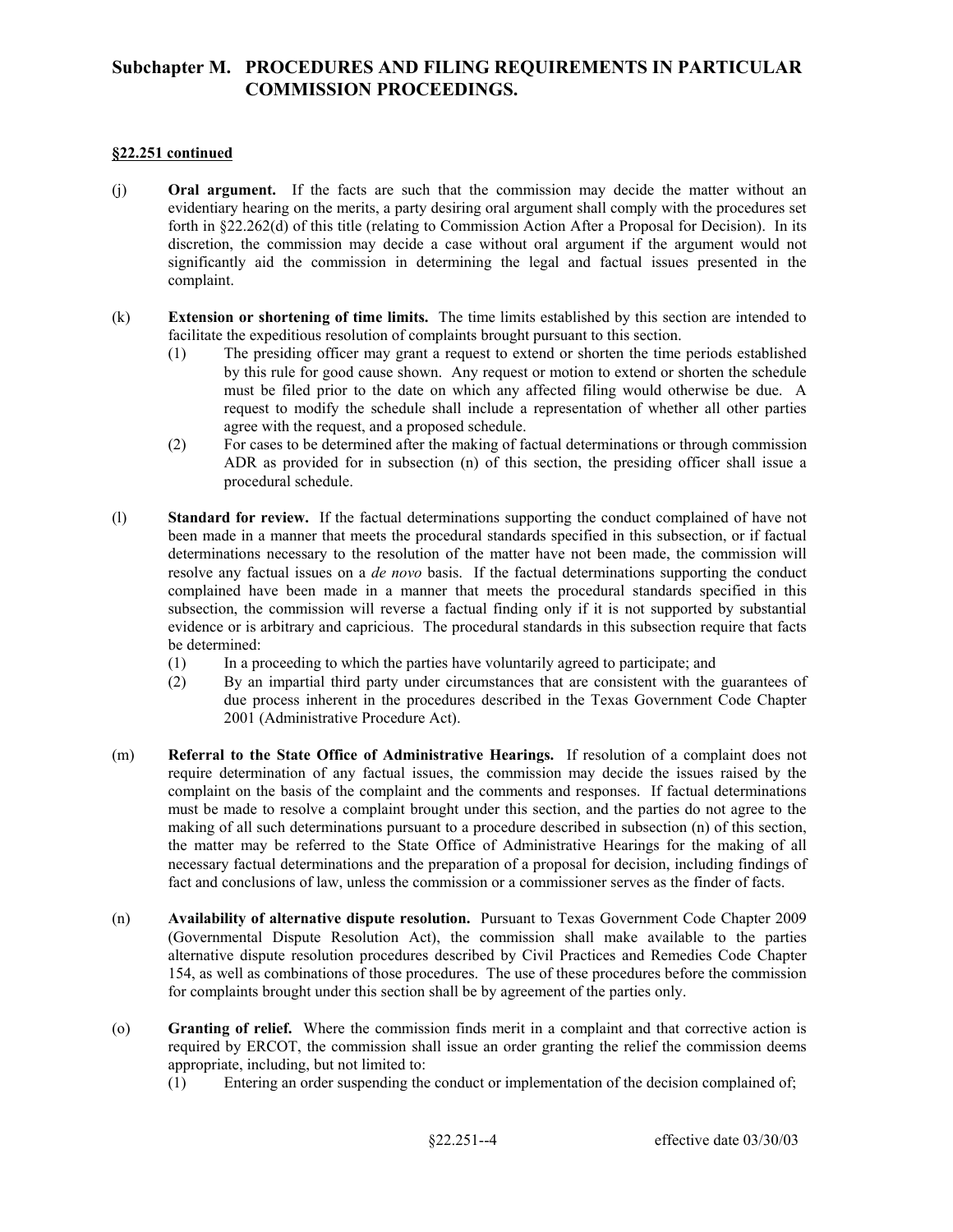## Subchapter M. PROCEDURES AND FILING REQUIREMENTS IN PARTICULAR COMMISSION PROCEEDINGS.

**§22.251 continued**

(j) **Oral argument.** If the facts are such that the commission may decide the matter without an evidentiary hearing on the merits, a party desiring oral argument shall comply with the procedures set forth in §22.262(d) of this title (relating to Commission Action After a Proposal for Decision). In its discretion, the commission may decide a case without oral argument if the argument would not significantly aid the commission in determining the legal and factual issues presented in the complaint.

(k) **Extension or shortening of time limits.** The time limits established by this section are intended to facilitate the expeditious resolution of complaints brought pursuant to this section.

- (1) The presiding officer may grant a request to extend or shorten the time periods established by this rule for good cause shown. Any request or motion to extend or shorten the schedule must be filed prior to the date on which any affected filing would otherwise be due. A request to modify the schedule shall include a representation of whether all other parties agree with the request, and a proposed schedule.
- (2) For cases to be determined after the making of factual determinations or through commission ADR as provided for in subsection (n) of this section, the presiding officer shall issue a procedural schedule.

(l) **Standard for review.** If the factual determinations supporting the conduct complained of have not been made in a manner that meets the procedural standards specified in this subsection, or if factual determinations necessary to the resolution of the matter have not been made, the commission will resolve any factual issues on a *de novo* basis. If the factual determinations supporting the conduct complained have been made in a manner that meets the procedural standards specified in this subsection, the commission will reverse a factual finding only if it is not supported by substantial evidence or is arbitrary and capricious. The procedural standards in this subsection require that facts be determined:

- (1) In a proceeding to which the parties have voluntarily agreed to participate; and
- (2) By an impartial third party under circumstances that are consistent with the guarantees of due process inherent in the procedures described in the Texas Government Code Chapter 2001 (Administrative Procedure Act).

(m) **Referral to the State Office of Administrative Hearings.** If resolution of a complaint does not require determination of any factual issues, the commission may decide the issues raised by the complaint on the basis of the complaint and the comments and responses. If factual determinations must be made to resolve a complaint brought under this section, and the parties do not agree to the making of all such determinations pursuant to a procedure described in subsection (n) of this section, the matter may be referred to the State Office of Administrative Hearings for the making of all necessary factual determinations and the preparation of a proposal for decision, including findings of fact and conclusions of law, unless the commission or a commissioner serves as the finder of facts.

(n) **Availability of alternative dispute resolution.** Pursuant to Texas Government Code Chapter 2009 (Governmental Dispute Resolution Act), the commission shall make available to the parties alternative dispute resolution procedures described by Civil Practices and Remedies Code Chapter 154, as well as combinations of those procedures. The use of these procedures before the commission for complaints brought under this section shall be by agreement of the parties only.

(o) **Granting of relief.** Where the commission finds merit in a complaint and that corrective action is required by ERCOT, the commission shall issue an order granting the relief the commission deems appropriate, including, but not limited to:

- (1) Entering an order suspending the conduct or implementation of the decision complained of;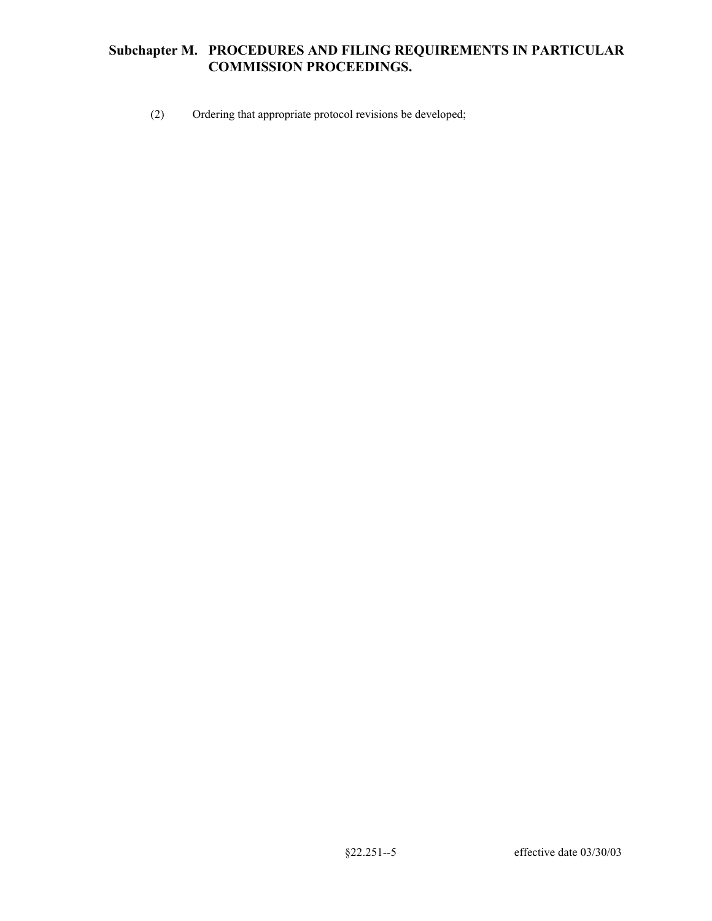(2) Ordering that appropriate protocol revisions be developed;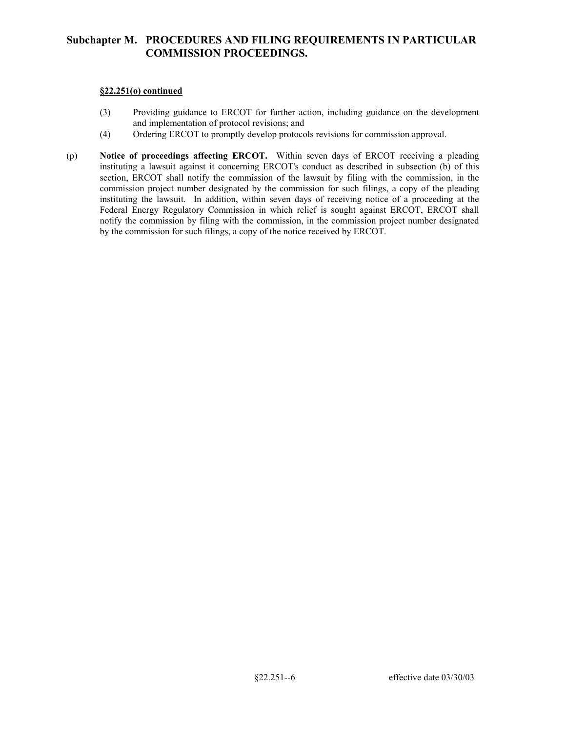**§22.251(o) continued**

(3) Providing guidance to ERCOT for further action, including guidance on the development and implementation of protocol revisions; and

(4) Ordering ERCOT to promptly develop protocols revisions for commission approval.

(p) **Notice of proceedings affecting ERCOT.** Within seven days of ERCOT receiving a pleading instituting a lawsuit against it concerning ERCOT's conduct as described in subsection (b) of this section, ERCOT shall notify the commission of the lawsuit by filing with the commission, in the commission project number designated by the commission for such filings, a copy of the pleading instituting the lawsuit. In addition, within seven days of receiving notice of a proceeding at the Federal Energy Regulatory Commission in which relief is sought against ERCOT, ERCOT shall notify the commission by filing with the commission, in the commission project number designated by the commission for such filings, a copy of the notice received by ERCOT.